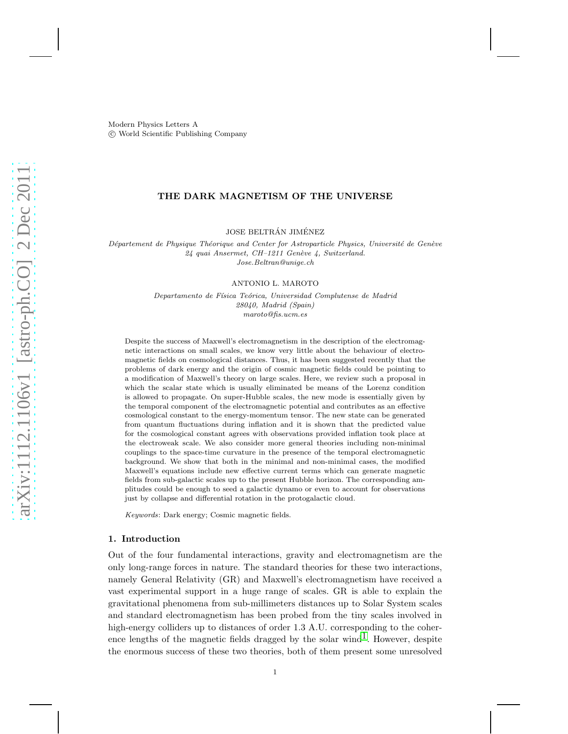# THE DARK MAGNETISM OF THE UNIVERSE

JOSE BELTRÁN JIMÉNEZ

*Département de Physique Théorique and Center for Astroparticle Physics, Université de Genève*
*24 quai Ansermet, CH–1211 Genève 4, Switzerland.*
*Jose.Beltran@unige.ch*

ANTONIO L. MAROTO

*Departamento de Física Teórica, Universidad Complutense de Madrid*
*28040, Madrid (Spain)*
*maroto@fis.ucm.es*

Despite the success of Maxwell's electromagnetism in the description of the electromagnetic interactions on small scales, we know very little about the behaviour of electromagnetic fields on cosmological distances. Thus, it has been suggested recently that the problems of dark energy and the origin of cosmic magnetic fields could be pointing to a modification of Maxwell's theory on large scales. Here, we review such a proposal in which the scalar state which is usually eliminated be means of the Lorenz condition is allowed to propagate. On super-Hubble scales, the new mode is essentially given by the temporal component of the electromagnetic potential and contributes as an effective cosmological constant to the energy-momentum tensor. The new state can be generated from quantum fluctuations during inflation and it is shown that the predicted value for the cosmological constant agrees with observations provided inflation took place at the electroweak scale. We also consider more general theories including non-minimal couplings to the space-time curvature in the presence of the temporal electromagnetic background. We show that both in the minimal and non-minimal cases, the modified Maxwell's equations include new effective current terms which can generate magnetic fields from sub-galactic scales up to the present Hubble horizon. The corresponding amplitudes could be enough to seed a galactic dynamo or even to account for observations just by collapse and differential rotation in the protogalactic cloud.

*Keywords*: Dark energy; Cosmic magnetic fields.

## 1. Introduction

Out of the four fundamental interactions, gravity and electromagnetism are the only long-range forces in nature. The standard theories for these two interactions, namely General Relativity (GR) and Maxwell's electromagnetism have received a vast experimental support in a huge range of scales. GR is able to explain the gravitational phenomena from sub-millimeters distances up to Solar System scales and standard electromagnetism has been probed from the tiny scales involved in high-energy colliders up to distances of order 1.3 A.U. corresponding to the coherence lengths of the magnetic fields dragged by the solar wind[1]. However, despite the enormous success of these two theories, both of them present some unresolved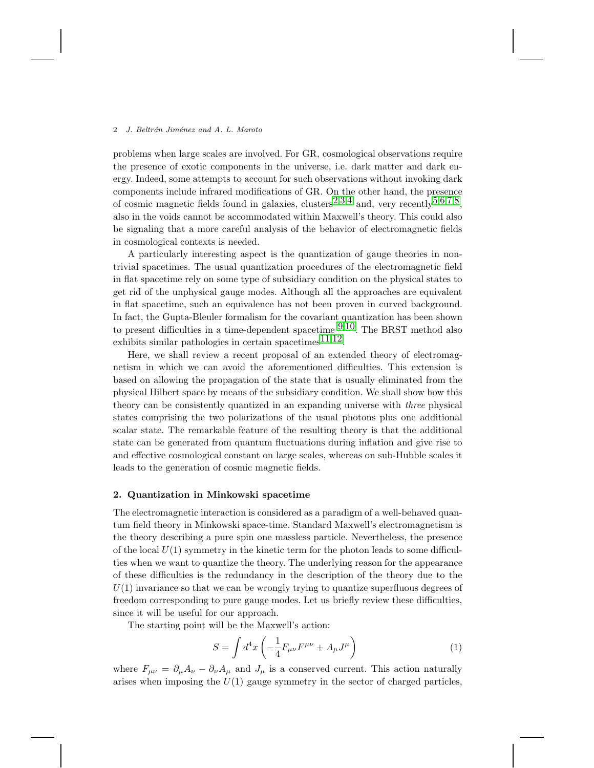problems when large scales are involved. For GR, cosmological observations require the presence of exotic components in the universe, i.e. dark matter and dark energy. Indeed, some attempts to account for such observations without invoking dark components include infrared modifications of GR. On the other hand, the presence of cosmic magnetic fields found in galaxies, clusters[2,3,4] and, very recently[5,6,7,8], also in the voids cannot be accommodated within Maxwell's theory. This could also be signaling that a more careful analysis of the behavior of electromagnetic fields in cosmological contexts is needed.

A particularly interesting aspect is the quantization of gauge theories in non-trivial spacetimes. The usual quantization procedures of the electromagnetic field in flat spacetime rely on some type of subsidiary condition on the physical states to get rid of the unphysical gauge modes. Although all the approaches are equivalent in flat spacetime, such an equivalence has not been proven in curved background. In fact, the Gupta-Bleuler formalism for the covariant quantization has been shown to present difficulties in a time-dependent spacetime [9,10]. The BRST method also exhibits similar pathologies in certain spacetimes[11,12].

Here, we shall review a recent proposal of an extended theory of electromagnetism in which we can avoid the aforementioned difficulties. This extension is based on allowing the propagation of the state that is usually eliminated from the physical Hilbert space by means of the subsidiary condition. We shall show how this theory can be consistently quantized in an expanding universe with *three* physical states comprising the two polarizations of the usual photons plus one additional scalar state. The remarkable feature of the resulting theory is that the additional state can be generated from quantum fluctuations during inflation and give rise to and effective cosmological constant on large scales, whereas on sub-Hubble scales it leads to the generation of cosmic magnetic fields.

## 2. Quantization in Minkowski spacetime

The electromagnetic interaction is considered as a paradigm of a well-behaved quantum field theory in Minkowski space-time. Standard Maxwell's electromagnetism is the theory describing a pure spin one massless particle. Nevertheless, the presence of the local $U(1)$ symmetry in the kinetic term for the photon leads to some difficulties when we want to quantize the theory. The underlying reason for the appearance of these difficulties is the redundancy in the description of the theory due to the $U(1)$ invariance so that we can be wrongly trying to quantize superfluous degrees of freedom corresponding to pure gauge modes. Let us briefly review these difficulties, since it will be useful for our approach.

The starting point will be the Maxwell's action:

$$S = \int d^4x \left( -\frac{1}{4} F_{\mu\nu} F^{\mu\nu} + A_\mu J^\mu \right) \tag{1}$$

where $F_{\mu\nu} = \partial_\mu A_\nu - \partial_\nu A_\mu$ and $J_\mu$ is a conserved current. This action naturally arises when imposing the $U(1)$ gauge symmetry in the sector of charged particles,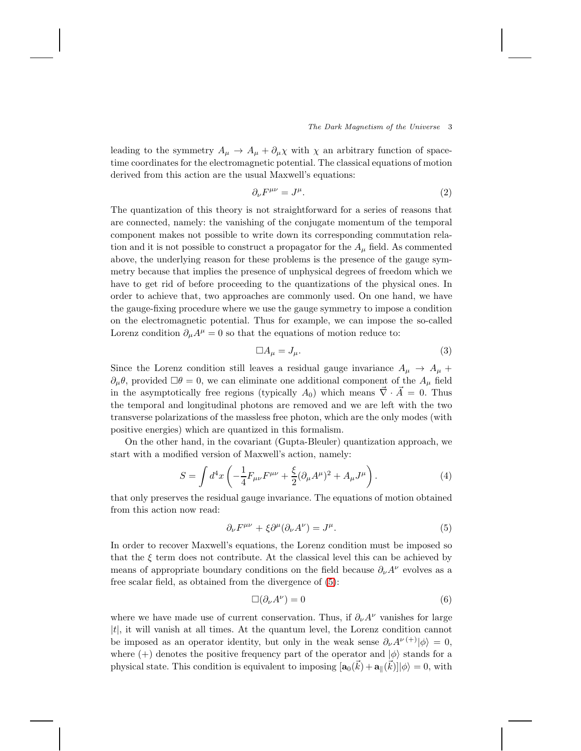leading to the symmetry $A_\mu \to A_\mu + \partial_\mu \chi$ with $\chi$ an arbitrary function of space-time coordinates for the electromagnetic potential. The classical equations of motion derived from this action are the usual Maxwell's equations:

$$\partial_\nu F^{\mu\nu} = J^\mu. \tag{2}$$

The quantization of this theory is not straightforward for a series of reasons that are connected, namely: the vanishing of the conjugate momentum of the temporal component makes not possible to write down its corresponding commutation relation and it is not possible to construct a propagator for the $A_\mu$ field. As commented above, the underlying reason for these problems is the presence of the gauge symmetry because that implies the presence of unphysical degrees of freedom which we have to get rid of before proceeding to the quantizations of the physical ones. In order to achieve that, two approaches are commonly used. On one hand, we have the gauge-fixing procedure where we use the gauge symmetry to impose a condition on the electromagnetic potential. Thus for example, we can impose the so-called Lorenz condition $\partial_\mu A^\mu = 0$ so that the equations of motion reduce to:

$$\Box A_\mu = J_\mu. \tag{3}$$

Since the Lorenz condition still leaves a residual gauge invariance $A_\mu \to A_\mu + \partial_\mu \theta$, provided $\Box\theta = 0$, we can eliminate one additional component of the $A_\mu$ field in the asymptotically free regions (typically $A_0$) which means $\vec{\nabla} \cdot \vec{A} = 0$. Thus the temporal and longitudinal photons are removed and we are left with the two transverse polarizations of the massless free photon, which are the only modes (with positive energies) which are quantized in this formalism.

On the other hand, in the covariant (Gupta-Bleuler) quantization approach, we start with a modified version of Maxwell's action, namely:

$$S = \int d^4x \left( -\frac{1}{4} F_{\mu\nu} F^{\mu\nu} + \frac{\xi}{2} (\partial_\mu A^\mu)^2 + A_\mu J^\mu \right). \tag{4}$$

that only preserves the residual gauge invariance. The equations of motion obtained from this action now read:

$$\partial_\nu F^{\mu\nu} + \xi \partial^\mu (\partial_\nu A^\nu) = J^\mu. \tag{5}$$

In order to recover Maxwell's equations, the Lorenz condition must be imposed so that the $\xi$ term does not contribute. At the classical level this can be achieved by means of appropriate boundary conditions on the field because $\partial_\nu A^\nu$ evolves as a free scalar field, as obtained from the divergence of (5):

$$\Box(\partial_\nu A^\nu) = 0 \tag{6}$$

where we have made use of current conservation. Thus, if $\partial_\nu A^\nu$ vanishes for large $|t|$, it will vanish at all times. At the quantum level, the Lorenz condition cannot be imposed as an operator identity, but only in the weak sense $\partial_\nu A^{\nu\,(+)} |\phi\rangle = 0$, where $(+)$ denotes the positive frequency part of the operator and $|\phi\rangle$ stands for a physical state. This condition is equivalent to imposing $[\mathbf{a}_0(\vec{k}) + \mathbf{a}_\parallel(\vec{k})]|\phi\rangle = 0$, with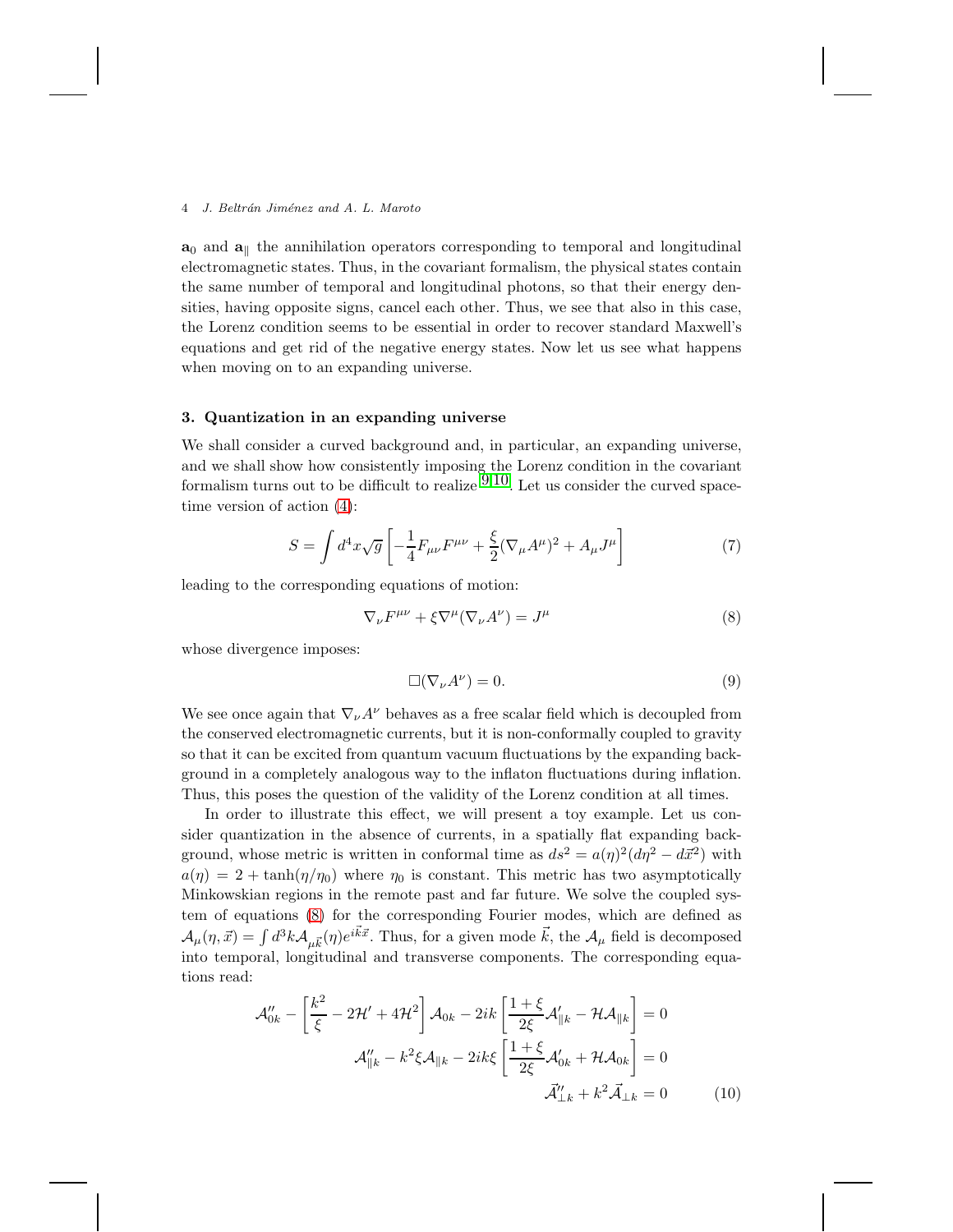$\mathbf{a}_0$ and $\mathbf{a}_\parallel$ the annihilation operators corresponding to temporal and longitudinal electromagnetic states. Thus, in the covariant formalism, the physical states contain the same number of temporal and longitudinal photons, so that their energy densities, having opposite signs, cancel each other. Thus, we see that also in this case, the Lorenz condition seems to be essential in order to recover standard Maxwell's equations and get rid of the negative energy states. Now let us see what happens when moving on to an expanding universe.

### 3. Quantization in an expanding universe

We shall consider a curved background and, in particular, an expanding universe, and we shall show how consistently imposing the Lorenz condition in the covariant formalism turns out to be difficult to realize [9,10]. Let us consider the curved spacetime version of action (4):

$$S = \int d^4x \sqrt{g} \left[ -\frac{1}{4} F_{\mu\nu} F^{\mu\nu} + \frac{\xi}{2} (\nabla_\mu A^\mu)^2 + A_\mu J^\mu \right] \tag{7}$$

leading to the corresponding equations of motion:

$$\nabla_\nu F^{\mu\nu} + \xi \nabla^\mu (\nabla_\nu A^\nu) = J^\mu \tag{8}$$

whose divergence imposes:

$$\Box (\nabla_\nu A^\nu) = 0. \tag{9}$$

We see once again that $\nabla_\nu A^\nu$ behaves as a free scalar field which is decoupled from the conserved electromagnetic currents, but it is non-conformally coupled to gravity so that it can be excited from quantum vacuum fluctuations by the expanding background in a completely analogous way to the inflaton fluctuations during inflation. Thus, this poses the question of the validity of the Lorenz condition at all times.

In order to illustrate this effect, we will present a toy example. Let us consider quantization in the absence of currents, in a spatially flat expanding background, whose metric is written in conformal time as $ds^2 = a(\eta)^2 (d\eta^2 - d\vec{x}^2)$ with $a(\eta) = 2 + \tanh(\eta/\eta_0)$ where $\eta_0$ is constant. This metric has two asymptotically Minkowskian regions in the remote past and far future. We solve the coupled system of equations (8) for the corresponding Fourier modes, which are defined as $\mathcal{A}_\mu(\eta, \vec{x}) = \int d^3k \mathcal{A}_{\mu\vec{k}}(\eta) e^{i\vec{k}\vec{x}}$. Thus, for a given mode $\vec{k}$, the $\mathcal{A}_\mu$ field is decomposed into temporal, longitudinal and transverse components. The corresponding equations read:

$$\begin{aligned}
\mathcal{A}_{0k}'' - \left[ \frac{k^2}{\xi} - 2\mathcal{H}' + 4\mathcal{H}^2 \right] \mathcal{A}_{0k} - 2ik \left[ \frac{1+\xi}{2\xi} \mathcal{A}_{\parallel k}' - \mathcal{H} \mathcal{A}_{\parallel k} \right] &= 0 \\
\mathcal{A}_{\parallel k}'' - k^2 \xi \mathcal{A}_{\parallel k} - 2ik\xi \left[ \frac{1+\xi}{2\xi} \mathcal{A}_{0k}' + \mathcal{H} \mathcal{A}_{0k} \right] &= 0 \\
\vec{\mathcal{A}}_{\perp k}'' + k^2 \vec{\mathcal{A}}_{\perp k} &= 0
\end{aligned} \tag{10}$$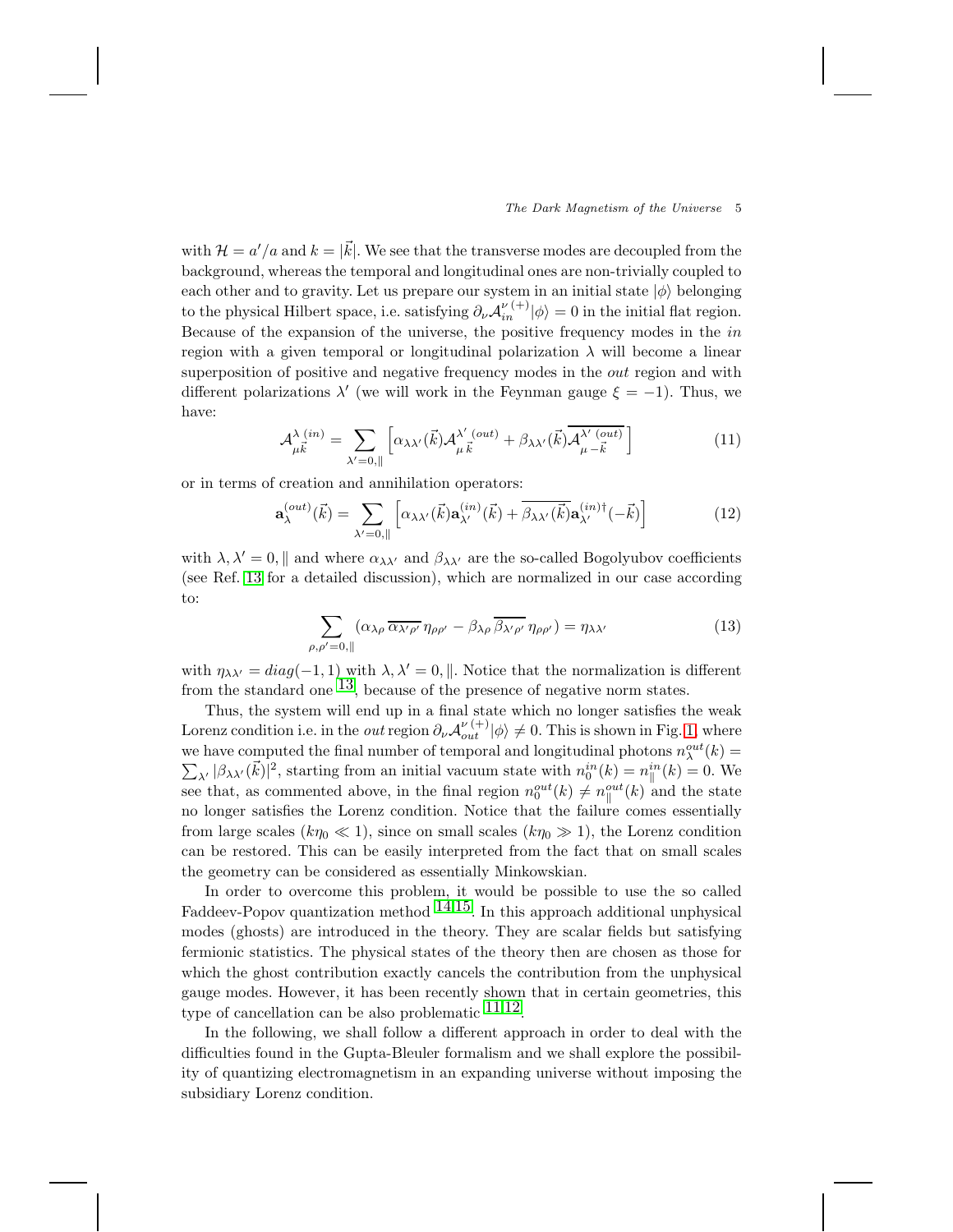with $\mathcal{H} = a'/a$ and $k = |\vec{k}|$. We see that the transverse modes are decoupled from the background, whereas the temporal and longitudinal ones are non-trivially coupled to each other and to gravity. Let us prepare our system in an initial state $|\phi\rangle$ belonging to the physical Hilbert space, i.e. satisfying $\partial_\nu \mathcal{A}_{in}^{\nu\,(+)}|\phi\rangle = 0$ in the initial flat region. Because of the expansion of the universe, the positive frequency modes in the *in* region with a given temporal or longitudinal polarization $\lambda$ will become a linear superposition of positive and negative frequency modes in the *out* region and with different polarizations $\lambda'$ (we will work in the Feynman gauge $\xi = -1$). Thus, we have:

$$\mathcal{A}_{\mu\vec{k}}^{\lambda\,(in)} = \sum_{\lambda'=0,\|} \left[ \alpha_{\lambda\lambda'}(\vec{k}) \mathcal{A}_{\mu\,\vec{k}}^{\lambda'\,(out)} + \beta_{\lambda\lambda'}(\vec{k}) \overline{\mathcal{A}_{\mu\,-\vec{k}}^{\lambda'\,(out)}} \right] \tag{11}$$

or in terms of creation and annihilation operators:

$$\mathbf{a}_\lambda^{(out)}(\vec{k}) = \sum_{\lambda'=0,\|} \left[ \alpha_{\lambda\lambda'}(\vec{k}) \mathbf{a}_{\lambda'}^{(in)}(\vec{k}) + \overline{\beta_{\lambda\lambda'}(\vec{k})} \mathbf{a}_{\lambda'}^{(in)\dagger}(-\vec{k}) \right] \tag{12}$$

with $\lambda, \lambda' = 0, \|$ and where $\alpha_{\lambda\lambda'}$ and $\beta_{\lambda\lambda'}$ are the so-called Bogolyubov coefficients (see Ref. [13] for a detailed discussion), which are normalized in our case according to:

$$\sum_{\rho,\rho'=0,\|} \left( \alpha_{\lambda\rho}\, \overline{\alpha_{\lambda'\rho'}}\, \eta_{\rho\rho'} - \beta_{\lambda\rho}\, \overline{\beta_{\lambda'\rho'}}\, \eta_{\rho\rho'} \right) = \eta_{\lambda\lambda'} \tag{13}$$

with $\eta_{\lambda\lambda'} = diag(-1, 1)$ with $\lambda, \lambda' = 0, \|$. Notice that the normalization is different from the standard one [13], because of the presence of negative norm states.

Thus, the system will end up in a final state which no longer satisfies the weak Lorenz condition i.e. in the *out* region $\partial_\nu \mathcal{A}_{out}^{\nu\,(+)}|\phi\rangle \neq 0$. This is shown in Fig. 1, where we have computed the final number of temporal and longitudinal photons $n_\lambda^{out}(k) = \sum_{\lambda'} |\beta_{\lambda\lambda'}(\vec{k})|^2$, starting from an initial vacuum state with $n_0^{in}(k) = n_\|^{in}(k) = 0$. We see that, as commented above, in the final region $n_0^{out}(k) \neq n_\|^{out}(k)$ and the state no longer satisfies the Lorenz condition. Notice that the failure comes essentially from large scales ($k\eta_0 \ll 1$), since on small scales ($k\eta_0 \gg 1$), the Lorenz condition can be restored. This can be easily interpreted from the fact that on small scales the geometry can be considered as essentially Minkowskian.

In order to overcome this problem, it would be possible to use the so called Faddeev-Popov quantization method [14,15]. In this approach additional unphysical modes (ghosts) are introduced in the theory. They are scalar fields but satisfying fermionic statistics. The physical states of the theory then are chosen as those for which the ghost contribution exactly cancels the contribution from the unphysical gauge modes. However, it has been recently shown that in certain geometries, this type of cancellation can be also problematic [11,12].

In the following, we shall follow a different approach in order to deal with the difficulties found in the Gupta-Bleuler formalism and we shall explore the possibility of quantizing electromagnetism in an expanding universe without imposing the subsidiary Lorenz condition.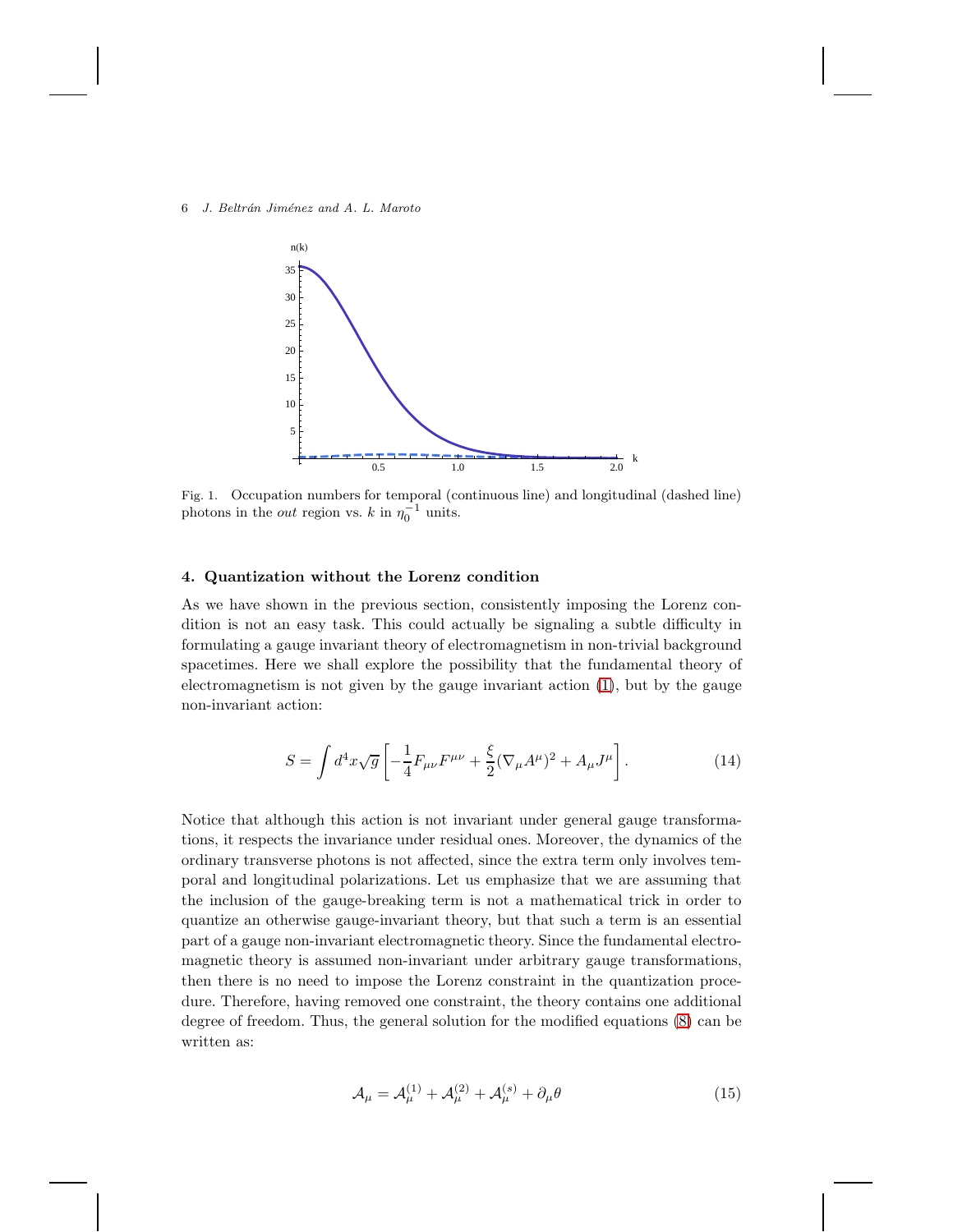Fig. 1. Occupation numbers for temporal (continuous line) and longitudinal (dashed line) photons in the *out* region vs. $k$ in $\eta_0^{-1}$ units.

## 4. Quantization without the Lorenz condition

As we have shown in the previous section, consistently imposing the Lorenz condition is not an easy task. This could actually be signaling a subtle difficulty in formulating a gauge invariant theory of electromagnetism in non-trivial background spacetimes. Here we shall explore the possibility that the fundamental theory of electromagnetism is not given by the gauge invariant action (1), but by the gauge non-invariant action:

$$S = \int d^4x\sqrt{g}\left[-\frac{1}{4}F_{\mu\nu}F^{\mu\nu} + \frac{\xi}{2}(\nabla_\mu A^\mu)^2 + A_\mu J^\mu\right]. \tag{14}$$

Notice that although this action is not invariant under general gauge transformations, it respects the invariance under residual ones. Moreover, the dynamics of the ordinary transverse photons is not affected, since the extra term only involves temporal and longitudinal polarizations. Let us emphasize that we are assuming that the inclusion of the gauge-breaking term is not a mathematical trick in order to quantize an otherwise gauge-invariant theory, but that such a term is an essential part of a gauge non-invariant electromagnetic theory. Since the fundamental electromagnetic theory is assumed non-invariant under arbitrary gauge transformations, then there is no need to impose the Lorenz constraint in the quantization procedure. Therefore, having removed one constraint, the theory contains one additional degree of freedom. Thus, the general solution for the modified equations (8) can be written as:

$$\mathcal{A}_\mu = \mathcal{A}_\mu^{(1)} + \mathcal{A}_\mu^{(2)} + \mathcal{A}_\mu^{(s)} + \partial_\mu\theta \tag{15}$$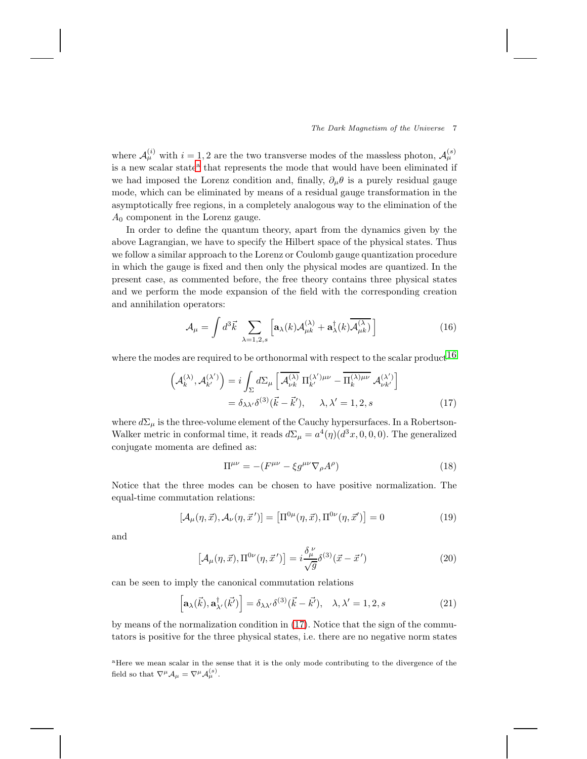where $\mathcal{A}_\mu^{(i)}$ with $i = 1, 2$ are the two transverse modes of the massless photon, $\mathcal{A}_\mu^{(s)}$ is a new scalar state[a] that represents the mode that would have been eliminated if we had imposed the Lorenz condition and, finally, $\partial_\mu \theta$ is a purely residual gauge mode, which can be eliminated by means of a residual gauge transformation in the asymptotically free regions, in a completely analogous way to the elimination of the $A_0$ component in the Lorenz gauge.

In order to define the quantum theory, apart from the dynamics given by the above Lagrangian, we have to specify the Hilbert space of the physical states. Thus we follow a similar approach to the Lorenz or Coulomb gauge quantization procedure in which the gauge is fixed and then only the physical modes are quantized. In the present case, as commented before, the free theory contains three physical states and we perform the mode expansion of the field with the corresponding creation and annihilation operators:

$$\mathcal{A}_\mu = \int d^3\vec{k} \sum_{\lambda=1,2,s} \left[ \mathbf{a}_\lambda(k) \mathcal{A}_{\mu k}^{(\lambda)} + \mathbf{a}_\lambda^\dagger(k) \overline{\mathcal{A}_{\mu k}^{(\lambda)}} \right] \tag{16}$$

where the modes are required to be orthonormal with respect to the scalar product[16]

$$\begin{aligned} \left( \mathcal{A}_k^{(\lambda)}, \mathcal{A}_{k'}^{(\lambda')} \right) &= i \int_\Sigma d\Sigma_\mu \left[ \overline{\mathcal{A}_{\nu k}^{(\lambda)}}\, \Pi_{k'}^{(\lambda')\mu\nu} - \overline{\Pi_k^{(\lambda)\mu\nu}}\, \mathcal{A}_{\nu k'}^{(\lambda')} \right] \\ &= \delta_{\lambda\lambda'} \delta^{(3)}(\vec{k} - \vec{k}'), \qquad \lambda, \lambda' = 1, 2, s \end{aligned} \tag{17}$$

where $d\Sigma_\mu$ is the three-volume element of the Cauchy hypersurfaces. In a Robertson-Walker metric in conformal time, it reads $d\Sigma_\mu = a^4(\eta)(d^3x, 0, 0, 0)$. The generalized conjugate momenta are defined as:

$$\Pi^{\mu\nu} = -(F^{\mu\nu} - \xi g^{\mu\nu} \nabla_\rho A^\rho) \tag{18}$$

Notice that the three modes can be chosen to have positive normalization. The equal-time commutation relations:

$$[\mathcal{A}_\mu(\eta, \vec{x}), \mathcal{A}_\nu(\eta, \vec{x}\,')] = \left[ \Pi^{0\mu}(\eta, \vec{x}), \Pi^{0\nu}(\eta, \vec{x}') \right] = 0 \tag{19}$$

and

$$\left[ \mathcal{A}_\mu(\eta, \vec{x}), \Pi^{0\nu}(\eta, \vec{x}\,') \right] = i \frac{\delta_\mu^{\ \nu}}{\sqrt{g}} \delta^{(3)}(\vec{x} - \vec{x}\,') \tag{20}$$

can be seen to imply the canonical commutation relations

$$\left[ \mathbf{a}_\lambda(\vec{k}), \mathbf{a}_{\lambda'}^\dagger(\vec{k}') \right] = \delta_{\lambda\lambda'} \delta^{(3)}(\vec{k} - \vec{k}'), \quad \lambda, \lambda' = 1, 2, s \tag{21}$$

by means of the normalization condition in (17). Notice that the sign of the commutators is positive for the three physical states, i.e. there are no negative norm states

[a]Here we mean scalar in the sense that it is the only mode contributing to the divergence of the field so that $\nabla^\mu \mathcal{A}_\mu = \nabla^\mu \mathcal{A}_\mu^{(s)}$.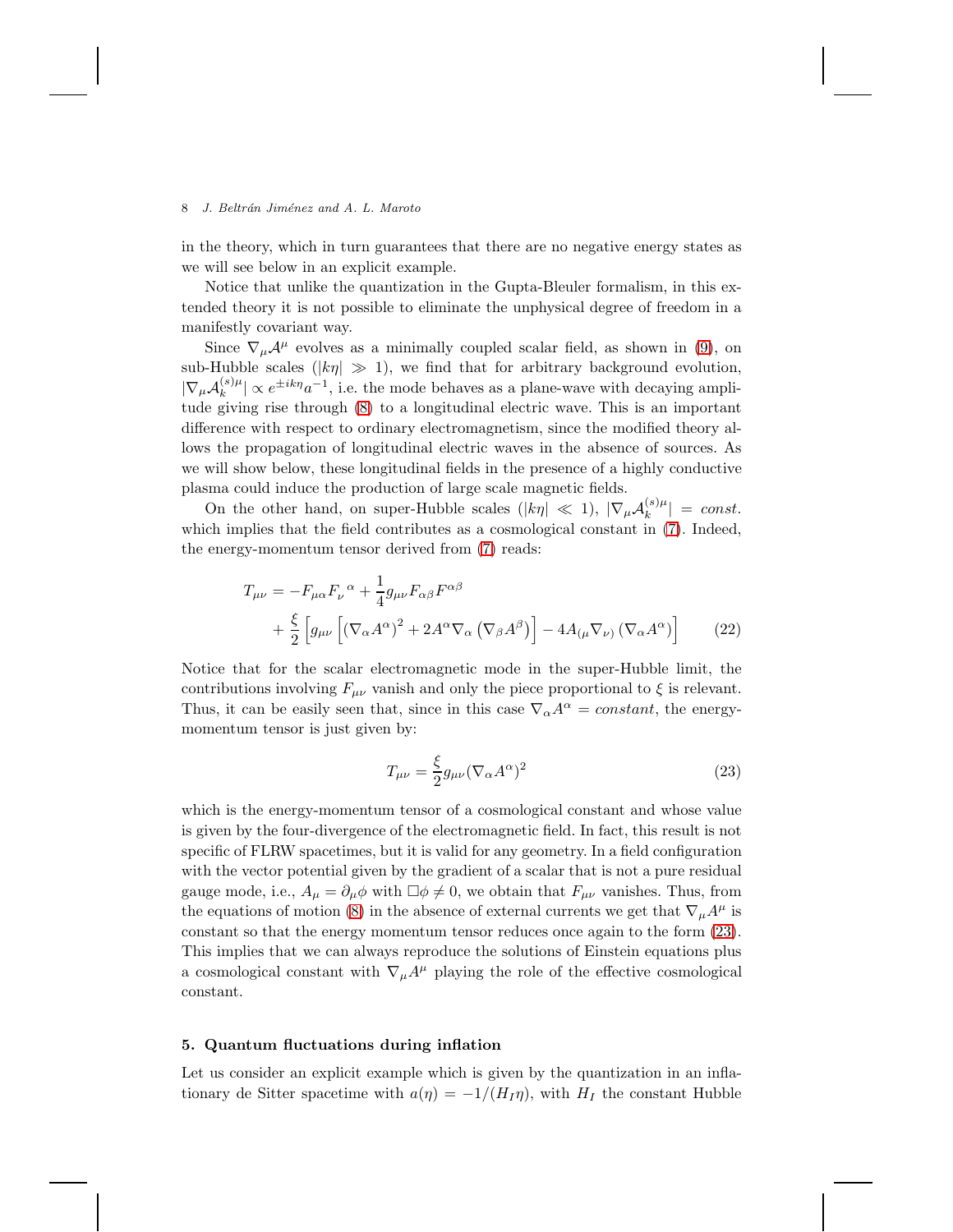in the theory, which in turn guarantees that there are no negative energy states as we will see below in an explicit example.

Notice that unlike the quantization in the Gupta-Bleuler formalism, in this extended theory it is not possible to eliminate the unphysical degree of freedom in a manifestly covariant way.

Since $\nabla_\mu \mathcal{A}^\mu$ evolves as a minimally coupled scalar field, as shown in (9), on sub-Hubble scales ($|k\eta| \gg 1$), we find that for arbitrary background evolution, $|\nabla_\mu \mathcal{A}_k^{(s)\mu}| \propto e^{\pm ik\eta} a^{-1}$, i.e. the mode behaves as a plane-wave with decaying amplitude giving rise through (8) to a longitudinal electric wave. This is an important difference with respect to ordinary electromagnetism, since the modified theory allows the propagation of longitudinal electric waves in the absence of sources. As we will show below, these longitudinal fields in the presence of a highly conductive plasma could induce the production of large scale magnetic fields.

On the other hand, on super-Hubble scales ($|k\eta| \ll 1$), $|\nabla_\mu \mathcal{A}_k^{(s)\mu}| = const.$ which implies that the field contributes as a cosmological constant in (7). Indeed, the energy-momentum tensor derived from (7) reads:

$$T_{\mu\nu} = -F_{\mu\alpha}F_\nu{}^\alpha + \frac{1}{4}g_{\mu\nu}F_{\alpha\beta}F^{\alpha\beta} + \frac{\xi}{2}\left[g_{\mu\nu}\left[(\nabla_\alpha A^\alpha)^2 + 2A^\alpha\nabla_\alpha\left(\nabla_\beta A^\beta\right)\right] - 4A_{(\mu}\nabla_{\nu)}\left(\nabla_\alpha A^\alpha\right)\right] \tag{22}$$

Notice that for the scalar electromagnetic mode in the super-Hubble limit, the contributions involving $F_{\mu\nu}$ vanish and only the piece proportional to $\xi$ is relevant. Thus, it can be easily seen that, since in this case $\nabla_\alpha A^\alpha = constant$, the energy-momentum tensor is just given by:

$$T_{\mu\nu} = \frac{\xi}{2}g_{\mu\nu}(\nabla_\alpha A^\alpha)^2 \tag{23}$$

which is the energy-momentum tensor of a cosmological constant and whose value is given by the four-divergence of the electromagnetic field. In fact, this result is not specific of FLRW spacetimes, but it is valid for any geometry. In a field configuration with the vector potential given by the gradient of a scalar that is not a pure residual gauge mode, i.e., $A_\mu = \partial_\mu \phi$ with $\Box\phi \neq 0$, we obtain that $F_{\mu\nu}$ vanishes. Thus, from the equations of motion (8) in the absence of external currents we get that $\nabla_\mu A^\mu$ is constant so that the energy momentum tensor reduces once again to the form (23). This implies that we can always reproduce the solutions of Einstein equations plus a cosmological constant with $\nabla_\mu A^\mu$ playing the role of the effective cosmological constant.

## 5. Quantum fluctuations during inflation

Let us consider an explicit example which is given by the quantization in an inflationary de Sitter spacetime with $a(\eta) = -1/(H_I\eta)$, with $H_I$ the constant Hubble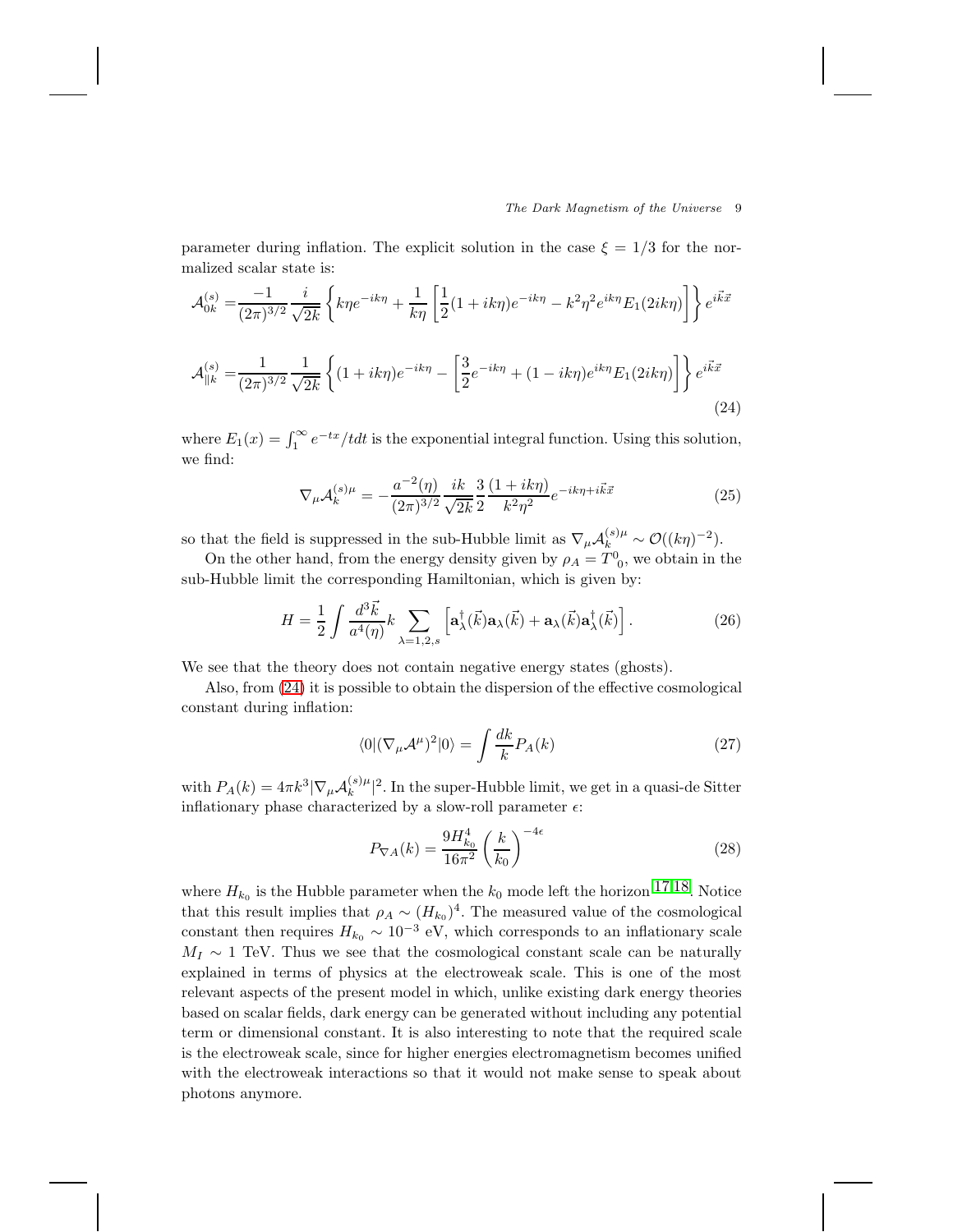parameter during inflation. The explicit solution in the case $\xi = 1/3$ for the normalized scalar state is:

$$
\begin{aligned}
\mathcal{A}_{0k}^{(s)} =& \frac{-1}{(2\pi)^{3/2}} \frac{i}{\sqrt{2k}} \left\{ k\eta e^{-ik\eta} + \frac{1}{k\eta} \left[ \frac{1}{2}(1+ik\eta)e^{-ik\eta} - k^2\eta^2 e^{ik\eta} E_1(2ik\eta) \right] \right\} e^{i\vec{k}\vec{x}} \\
\mathcal{A}_{\parallel k}^{(s)} =& \frac{1}{(2\pi)^{3/2}} \frac{1}{\sqrt{2k}} \left\{ (1+ik\eta)e^{-ik\eta} - \left[ \frac{3}{2} e^{-ik\eta} + (1-ik\eta)e^{ik\eta} E_1(2ik\eta) \right] \right\} e^{i\vec{k}\vec{x}}
\end{aligned}
\tag{24}
$$

where $E_1(x) = \int_1^\infty e^{-tx}/t dt$ is the exponential integral function. Using this solution, we find:

$$
\nabla_\mu \mathcal{A}_k^{(s)\mu} = -\frac{a^{-2}(\eta)}{(2\pi)^{3/2}} \frac{ik}{\sqrt{2k}} \frac{3}{2} \frac{(1+ik\eta)}{k^2\eta^2} e^{-ik\eta + i\vec{k}\vec{x}} \tag{25}
$$

so that the field is suppressed in the sub-Hubble limit as $\nabla_\mu \mathcal{A}_k^{(s)\mu} \sim \mathcal{O}((k\eta)^{-2})$.

On the other hand, from the energy density given by $\rho_A = T^0{}_0$, we obtain in the sub-Hubble limit the corresponding Hamiltonian, which is given by:

$$
H = \frac{1}{2} \int \frac{d^3\vec{k}}{a^4(\eta)} k \sum_{\lambda=1,2,s} \left[ \mathbf{a}_\lambda^\dagger(\vec{k})\mathbf{a}_\lambda(\vec{k}) + \mathbf{a}_\lambda(\vec{k})\mathbf{a}_\lambda^\dagger(\vec{k}) \right]. \tag{26}
$$

We see that the theory does not contain negative energy states (ghosts).

Also, from (24) it is possible to obtain the dispersion of the effective cosmological constant during inflation:

$$
\langle 0 | (\nabla_\mu \mathcal{A}^\mu)^2 | 0 \rangle = \int \frac{dk}{k} P_A(k) \tag{27}
$$

with $P_A(k) = 4\pi k^3 |\nabla_\mu \mathcal{A}_k^{(s)\mu}|^2$. In the super-Hubble limit, we get in a quasi-de Sitter inflationary phase characterized by a slow-roll parameter $\epsilon$:

$$
P_{\nabla A}(k) = \frac{9 H_{k_0}^4}{16\pi^2} \left( \frac{k}{k_0} \right)^{-4\epsilon} \tag{28}
$$

where $H_{k_0}$ is the Hubble parameter when the $k_0$ mode left the horizon [17,18]. Notice that this result implies that $\rho_A \sim (H_{k_0})^4$. The measured value of the cosmological constant then requires $H_{k_0} \sim 10^{-3}$ eV, which corresponds to an inflationary scale $M_I \sim 1$ TeV. Thus we see that the cosmological constant scale can be naturally explained in terms of physics at the electroweak scale. This is one of the most relevant aspects of the present model in which, unlike existing dark energy theories based on scalar fields, dark energy can be generated without including any potential term or dimensional constant. It is also interesting to note that the required scale is the electroweak scale, since for higher energies electromagnetism becomes unified with the electroweak interactions so that it would not make sense to speak about photons anymore.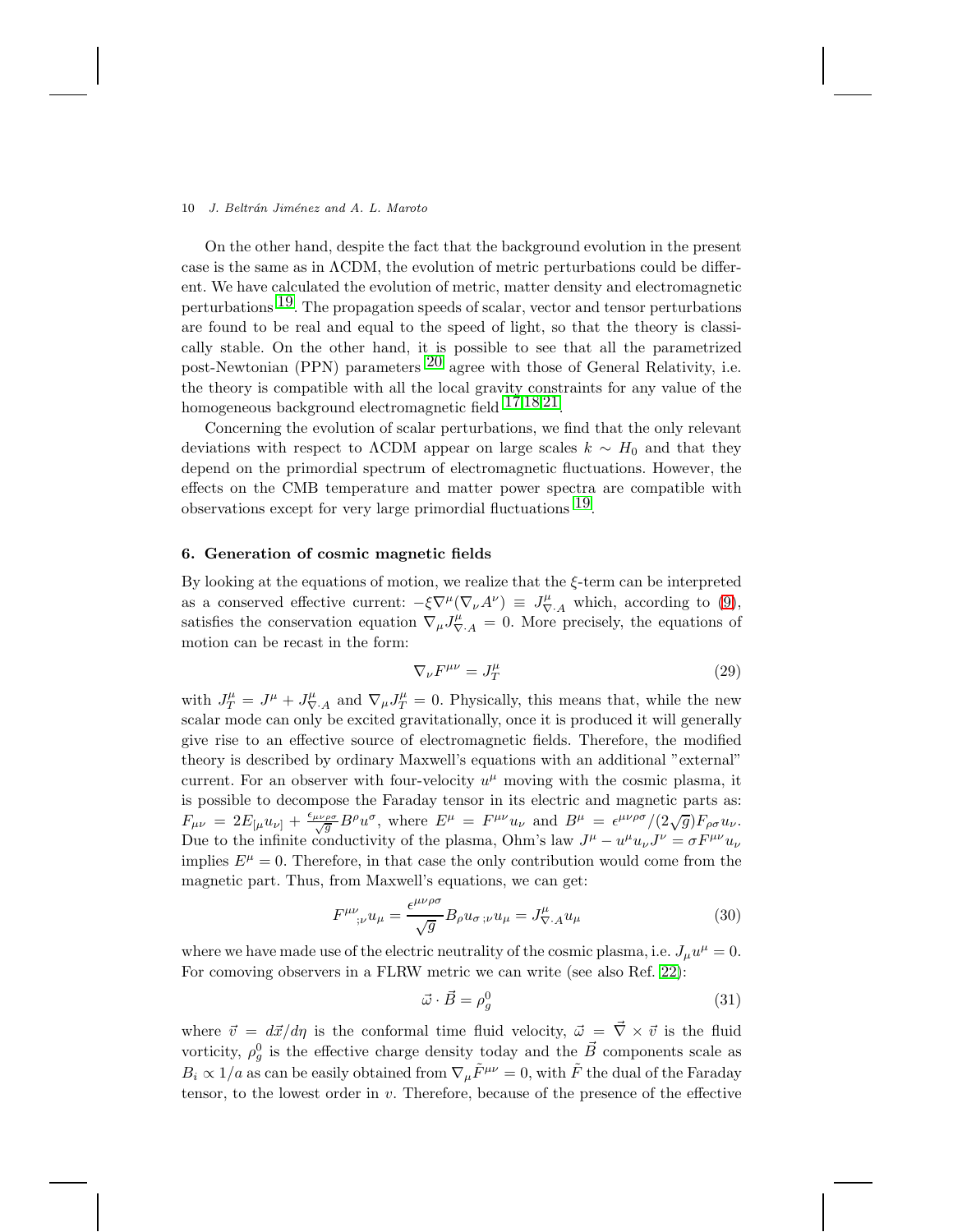On the other hand, despite the fact that the background evolution in the present case is the same as in ΛCDM, the evolution of metric perturbations could be different. We have calculated the evolution of metric, matter density and electromagnetic perturbations [19]. The propagation speeds of scalar, vector and tensor perturbations are found to be real and equal to the speed of light, so that the theory is classically stable. On the other hand, it is possible to see that all the parametrized post-Newtonian (PPN) parameters [20] agree with those of General Relativity, i.e. the theory is compatible with all the local gravity constraints for any value of the homogeneous background electromagnetic field [17,18,21].

Concerning the evolution of scalar perturbations, we find that the only relevant deviations with respect to ΛCDM appear on large scales $k \sim H_0$ and that they depend on the primordial spectrum of electromagnetic fluctuations. However, the effects on the CMB temperature and matter power spectra are compatible with observations except for very large primordial fluctuations [19].

## 6. Generation of cosmic magnetic fields

By looking at the equations of motion, we realize that the $\xi$-term can be interpreted as a conserved effective current: $-\xi\nabla^\mu(\nabla_\nu A^\nu) \equiv J^\mu_{\nabla\cdot A}$ which, according to (9), satisfies the conservation equation $\nabla_\mu J^\mu_{\nabla\cdot A} = 0$. More precisely, the equations of motion can be recast in the form:

$$\nabla_\nu F^{\mu\nu} = J^\mu_T \tag{29}$$

with $J^\mu_T = J^\mu + J^\mu_{\nabla\cdot A}$ and $\nabla_\mu J^\mu_T = 0$. Physically, this means that, while the new scalar mode can only be excited gravitationally, once it is produced it will generally give rise to an effective source of electromagnetic fields. Therefore, the modified theory is described by ordinary Maxwell's equations with an additional "external" current. For an observer with four-velocity $u^\mu$ moving with the cosmic plasma, it is possible to decompose the Faraday tensor in its electric and magnetic parts as: $F_{\mu\nu} = 2E_{[\mu}u_{\nu]} + \frac{\epsilon_{\mu\nu\rho\sigma}}{\sqrt{g}}B^\rho u^\sigma$, where $E^\mu = F^{\mu\nu}u_\nu$ and $B^\mu = \epsilon^{\mu\nu\rho\sigma}/(2\sqrt{g})F_{\rho\sigma}u_\nu$. Due to the infinite conductivity of the plasma, Ohm's law $J^\mu - u^\mu u_\nu J^\nu = \sigma F^{\mu\nu}u_\nu$ implies $E^\mu = 0$. Therefore, in that case the only contribution would come from the magnetic part. Thus, from Maxwell's equations, we can get:

$$F^{\mu\nu}{}_{;\nu}u_\mu = \frac{\epsilon^{\mu\nu\rho\sigma}}{\sqrt{g}}B_\rho u_{\sigma\,;\nu}u_\mu = J^\mu_{\nabla\cdot A}u_\mu \tag{30}$$

where we have made use of the electric neutrality of the cosmic plasma, i.e. $J_\mu u^\mu = 0$. For comoving observers in a FLRW metric we can write (see also Ref. [22]):

$$\vec{\omega}\cdot\vec{B} = \rho^0_g \tag{31}$$

where $\vec{v} = d\vec{x}/d\eta$ is the conformal time fluid velocity, $\vec{\omega} = \vec{\nabla}\times\vec{v}$ is the fluid vorticity, $\rho^0_g$ is the effective charge density today and the $\vec{B}$ components scale as $B_i \propto 1/a$ as can be easily obtained from $\nabla_\mu\tilde{F}^{\mu\nu} = 0$, with $\tilde{F}$ the dual of the Faraday tensor, to the lowest order in $v$. Therefore, because of the presence of the effective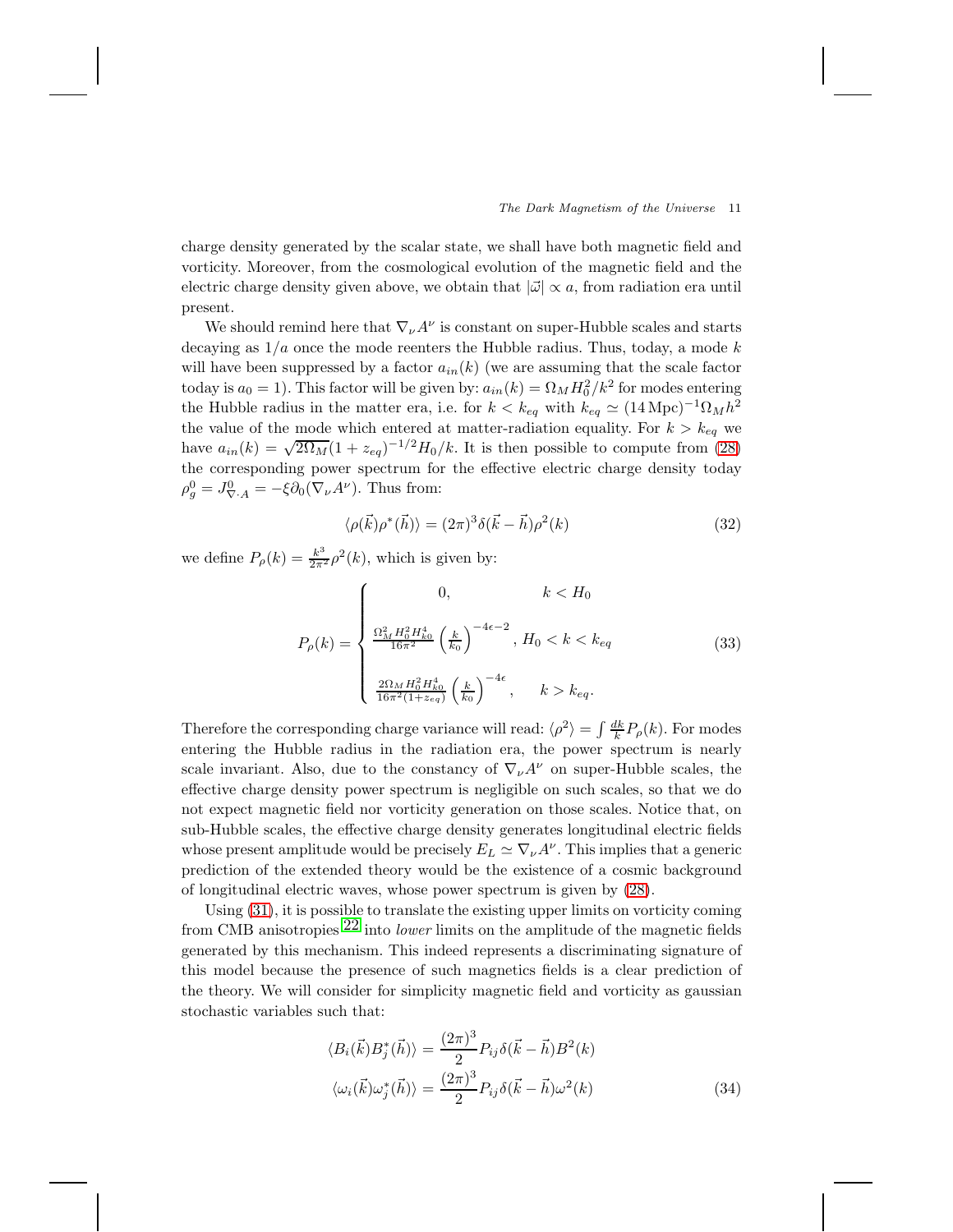charge density generated by the scalar state, we shall have both magnetic field and vorticity. Moreover, from the cosmological evolution of the magnetic field and the electric charge density given above, we obtain that $|\vec{\omega}| \propto a$, from radiation era until present.

We should remind here that $\nabla_\nu A^\nu$ is constant on super-Hubble scales and starts decaying as $1/a$ once the mode reenters the Hubble radius. Thus, today, a mode $k$ will have been suppressed by a factor $a_{in}(k)$ (we are assuming that the scale factor today is $a_0 = 1$). This factor will be given by: $a_{in}(k) = \Omega_M H_0^2/k^2$ for modes entering the Hubble radius in the matter era, i.e. for $k < k_{eq}$ with $k_{eq} \simeq (14\,\text{Mpc})^{-1}\Omega_M h^2$ the value of the mode which entered at matter-radiation equality. For $k > k_{eq}$ we have $a_{in}(k) = \sqrt{2\Omega_M}(1+z_{eq})^{-1/2}H_0/k$. It is then possible to compute from (28) the corresponding power spectrum for the effective electric charge density today $\rho_g^0 = J^0_{\nabla\cdot A} = -\xi\partial_0(\nabla_\nu A^\nu)$. Thus from:

$$\langle \rho(\vec{k})\rho^*(\vec{h})\rangle = (2\pi)^3\delta(\vec{k}-\vec{h})\rho^2(k) \tag{32}$$

we define $P_\rho(k) = \frac{k^3}{2\pi^2}\rho^2(k)$, which is given by:

$$P_\rho(k) = \begin{cases} 0, & k < H_0 \\ \frac{\Omega_M^2 H_0^2 H_{k0}^4}{16\pi^2}\left(\frac{k}{k_0}\right)^{-4\epsilon-2}, & H_0 < k < k_{eq} \\ \frac{2\Omega_M H_0^2 H_{k0}^4}{16\pi^2(1+z_{eq})}\left(\frac{k}{k_0}\right)^{-4\epsilon}, & k > k_{eq}. \end{cases} \tag{33}$$

Therefore the corresponding charge variance will read: $\langle\rho^2\rangle = \int \frac{dk}{k}P_\rho(k)$. For modes entering the Hubble radius in the radiation era, the power spectrum is nearly scale invariant. Also, due to the constancy of $\nabla_\nu A^\nu$ on super-Hubble scales, the effective charge density power spectrum is negligible on such scales, so that we do not expect magnetic field nor vorticity generation on those scales. Notice that, on sub-Hubble scales, the effective charge density generates longitudinal electric fields whose present amplitude would be precisely $E_L \simeq \nabla_\nu A^\nu$. This implies that a generic prediction of the extended theory would be the existence of a cosmic background of longitudinal electric waves, whose power spectrum is given by (28).

Using (31), it is possible to translate the existing upper limits on vorticity coming from CMB anisotropies [22] into *lower* limits on the amplitude of the magnetic fields generated by this mechanism. This indeed represents a discriminating signature of this model because the presence of such magnetics fields is a clear prediction of the theory. We will consider for simplicity magnetic field and vorticity as gaussian stochastic variables such that:

$$\begin{aligned}\langle B_i(\vec{k})B_j^*(\vec{h})\rangle &= \frac{(2\pi)^3}{2}P_{ij}\delta(\vec{k}-\vec{h})B^2(k) \\ \langle \omega_i(\vec{k})\omega_j^*(\vec{h})\rangle &= \frac{(2\pi)^3}{2}P_{ij}\delta(\vec{k}-\vec{h})\omega^2(k)\end{aligned} \tag{34}$$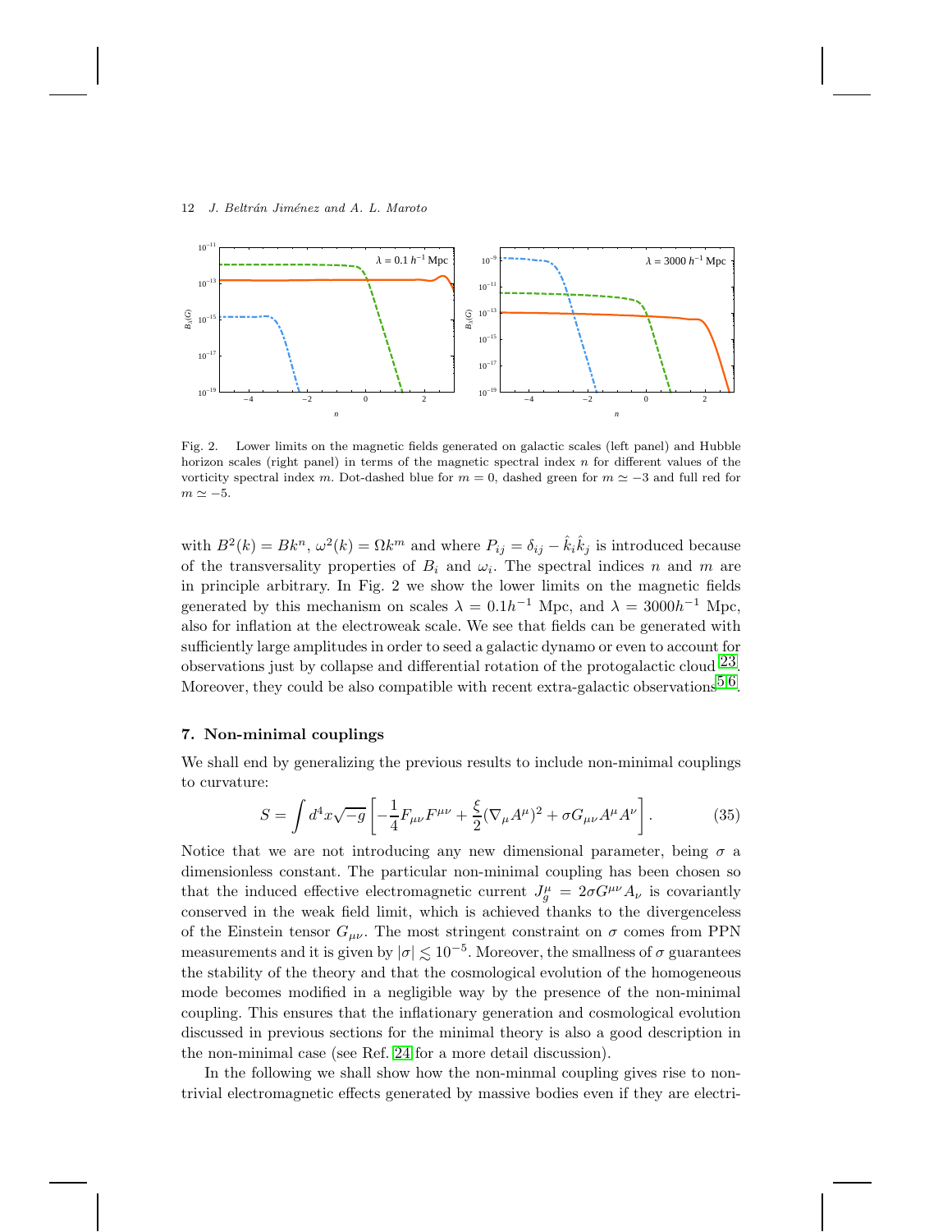Fig. 2. Lower limits on the magnetic fields generated on galactic scales (left panel) and Hubble horizon scales (right panel) in terms of the magnetic spectral index $n$ for different values of the vorticity spectral index $m$. Dot-dashed blue for $m = 0$, dashed green for $m \simeq -3$ and full red for $m \simeq -5$.

with $B^2(k) = Bk^n$, $\omega^2(k) = \Omega k^m$ and where $P_{ij} = \delta_{ij} - \hat{k}_i\hat{k}_j$ is introduced because of the transversality properties of $B_i$ and $\omega_i$. The spectral indices $n$ and $m$ are in principle arbitrary. In Fig. 2 we show the lower limits on the magnetic fields generated by this mechanism on scales $\lambda = 0.1h^{-1}$ Mpc, and $\lambda = 3000h^{-1}$ Mpc, also for inflation at the electroweak scale. We see that fields can be generated with sufficiently large amplitudes in order to seed a galactic dynamo or even to account for observations just by collapse and differential rotation of the protogalactic cloud[23]. Moreover, they could be also compatible with recent extra-galactic observations[5,6].

## 7. Non-minimal couplings

We shall end by generalizing the previous results to include non-minimal couplings to curvature:

$$S = \int d^4x\sqrt{-g}\left[-\frac{1}{4}F_{\mu\nu}F^{\mu\nu} + \frac{\xi}{2}(\nabla_\mu A^\mu)^2 + \sigma G_{\mu\nu}A^\mu A^\nu\right]. \tag{35}$$

Notice that we are not introducing any new dimensional parameter, being $\sigma$ a dimensionless constant. The particular non-minimal coupling has been chosen so that the induced effective electromagnetic current $J_g^\mu = 2\sigma G^{\mu\nu}A_\nu$ is covariantly conserved in the weak field limit, which is achieved thanks to the divergenceless of the Einstein tensor $G_{\mu\nu}$. The most stringent constraint on $\sigma$ comes from PPN measurements and it is given by $|\sigma| \lesssim 10^{-5}$. Moreover, the smallness of $\sigma$ guarantees the stability of the theory and that the cosmological evolution of the homogeneous mode becomes modified in a negligible way by the presence of the non-minimal coupling. This ensures that the inflationary generation and cosmological evolution discussed in previous sections for the minimal theory is also a good description in the non-minimal case (see Ref. [24] for a more detail discussion).

In the following we shall show how the non-minmal coupling gives rise to non-trivial electromagnetic effects generated by massive bodies even if they are electri-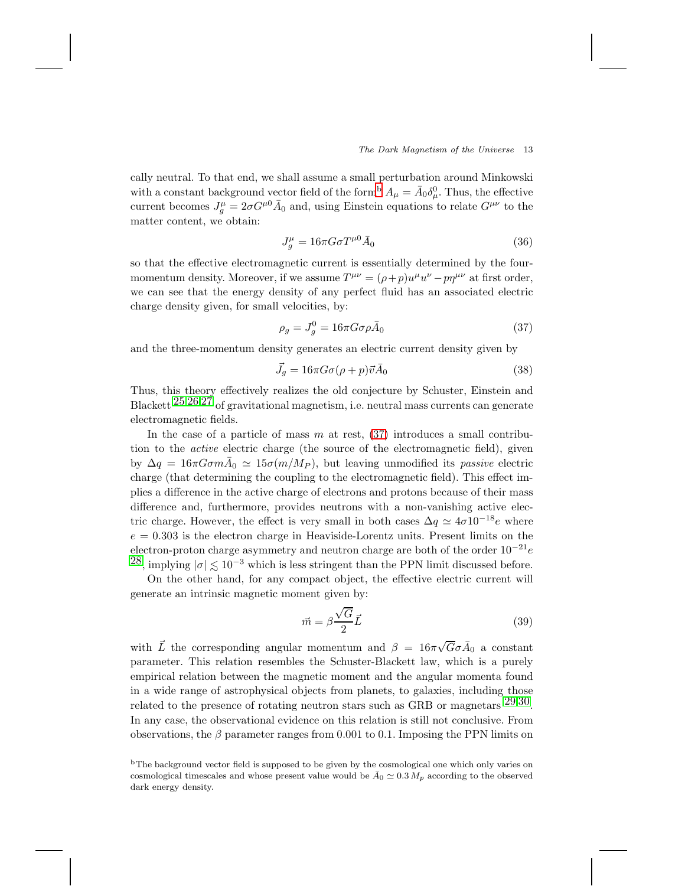cally neutral. To that end, we shall assume a small perturbation around Minkowski with a constant background vector field of the form[b] $A_\mu = \bar{A}_0 \delta^0_\mu$. Thus, the effective current becomes $J^\mu_g = 2\sigma G^{\mu 0}\bar{A}_0$ and, using Einstein equations to relate $G^{\mu\nu}$ to the matter content, we obtain:

$$J^\mu_g = 16\pi G \sigma T^{\mu 0} \bar{A}_0 \tag{36}$$

so that the effective electromagnetic current is essentially determined by the four-momentum density. Moreover, if we assume $T^{\mu\nu} = (\rho + p)u^\mu u^\nu - p\eta^{\mu\nu}$ at first order, we can see that the energy density of any perfect fluid has an associated electric charge density given, for small velocities, by:

$$\rho_g = J^0_g = 16\pi G \sigma \rho \bar{A}_0 \tag{37}$$

and the three-momentum density generates an electric current density given by

$$\vec{J}_g = 16\pi G \sigma (\rho + p)\vec{v}\bar{A}_0 \tag{38}$$

Thus, this theory effectively realizes the old conjecture by Schuster, Einstein and Blackett[25,26,27] of gravitational magnetism, i.e. neutral mass currents can generate electromagnetic fields.

In the case of a particle of mass $m$ at rest, (37) introduces a small contribution to the *active* electric charge (the source of the electromagnetic field), given by $\Delta q = 16\pi G\sigma m \bar{A}_0 \simeq 15\sigma(m/M_P)$, but leaving unmodified its *passive* electric charge (that determining the coupling to the electromagnetic field). This effect implies a difference in the active charge of electrons and protons because of their mass difference and, furthermore, provides neutrons with a non-vanishing active electric charge. However, the effect is very small in both cases $\Delta q \simeq 4\sigma 10^{-18} e$ where $e = 0.303$ is the electron charge in Heaviside-Lorentz units. Present limits on the electron-proton charge asymmetry and neutron charge are both of the order $10^{-21}e$ [28], implying $|\sigma| \lesssim 10^{-3}$ which is less stringent than the PPN limit discussed before.

On the other hand, for any compact object, the effective electric current will generate an intrinsic magnetic moment given by:

$$\vec{m} = \beta \frac{\sqrt{G}}{2}\vec{L} \tag{39}$$

with $\vec{L}$ the corresponding angular momentum and $\beta = 16\pi\sqrt{G}\sigma\bar{A}_0$ a constant parameter. This relation resembles the Schuster-Blackett law, which is a purely empirical relation between the magnetic moment and the angular momenta found in a wide range of astrophysical objects from planets, to galaxies, including those related to the presence of rotating neutron stars such as GRB or magnetars [29,30]. In any case, the observational evidence on this relation is still not conclusive. From observations, the $\beta$ parameter ranges from 0.001 to 0.1. Imposing the PPN limits on

[b] The background vector field is supposed to be given by the cosmological one which only varies on cosmological timescales and whose present value would be $\bar{A}_0 \simeq 0.3\, M_p$ according to the observed dark energy density.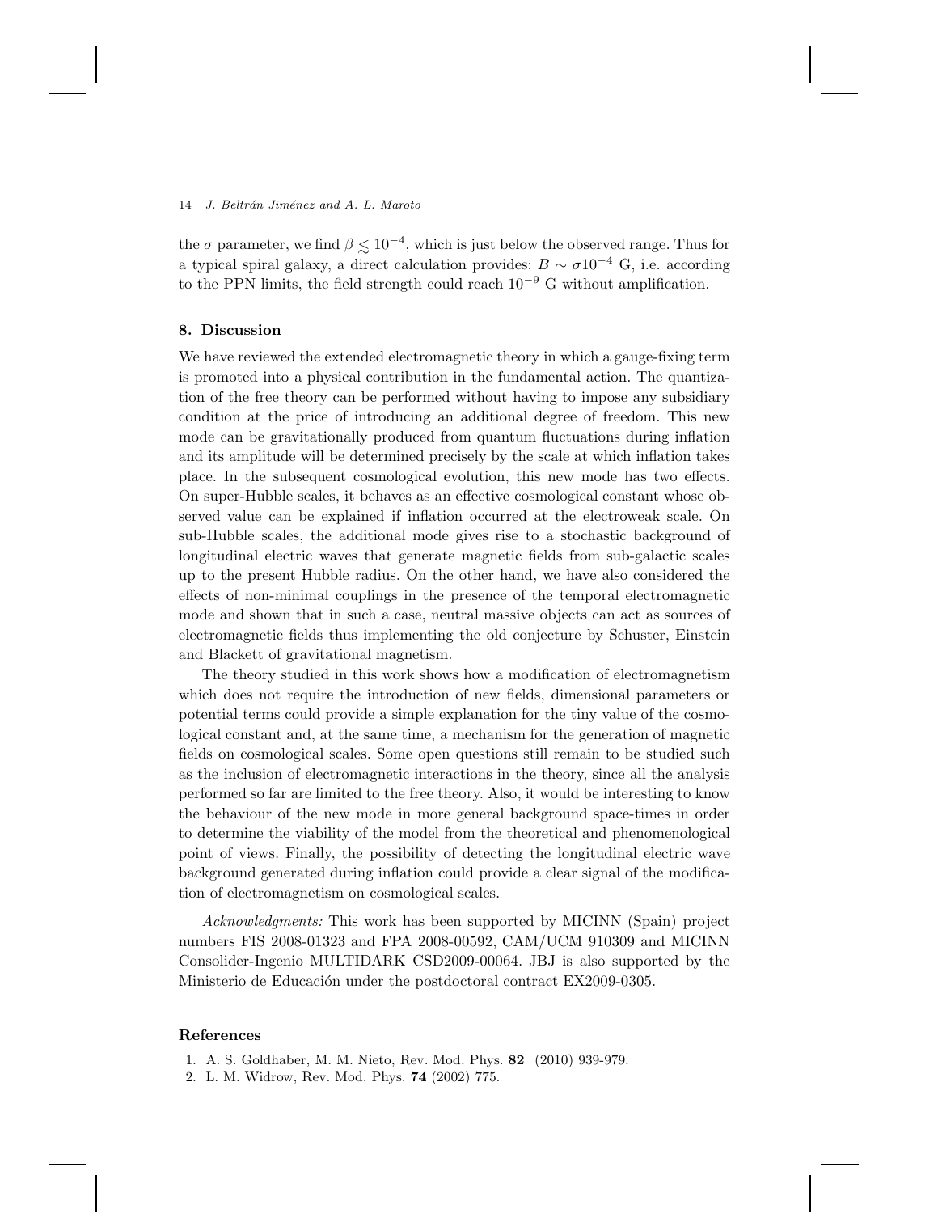the $\sigma$ parameter, we find $\beta \lesssim 10^{-4}$, which is just below the observed range. Thus for a typical spiral galaxy, a direct calculation provides: $B \sim \sigma 10^{-4}$ G, i.e. according to the PPN limits, the field strength could reach $10^{-9}$ G without amplification.

## 8. Discussion

We have reviewed the extended electromagnetic theory in which a gauge-fixing term is promoted into a physical contribution in the fundamental action. The quantization of the free theory can be performed without having to impose any subsidiary condition at the price of introducing an additional degree of freedom. This new mode can be gravitationally produced from quantum fluctuations during inflation and its amplitude will be determined precisely by the scale at which inflation takes place. In the subsequent cosmological evolution, this new mode has two effects. On super-Hubble scales, it behaves as an effective cosmological constant whose observed value can be explained if inflation occurred at the electroweak scale. On sub-Hubble scales, the additional mode gives rise to a stochastic background of longitudinal electric waves that generate magnetic fields from sub-galactic scales up to the present Hubble radius. On the other hand, we have also considered the effects of non-minimal couplings in the presence of the temporal electromagnetic mode and shown that in such a case, neutral massive objects can act as sources of electromagnetic fields thus implementing the old conjecture by Schuster, Einstein and Blackett of gravitational magnetism.

The theory studied in this work shows how a modification of electromagnetism which does not require the introduction of new fields, dimensional parameters or potential terms could provide a simple explanation for the tiny value of the cosmological constant and, at the same time, a mechanism for the generation of magnetic fields on cosmological scales. Some open questions still remain to be studied such as the inclusion of electromagnetic interactions in the theory, since all the analysis performed so far are limited to the free theory. Also, it would be interesting to know the behaviour of the new mode in more general background space-times in order to determine the viability of the model from the theoretical and phenomenological point of views. Finally, the possibility of detecting the longitudinal electric wave background generated during inflation could provide a clear signal of the modification of electromagnetism on cosmological scales.

*Acknowledgments:* This work has been supported by MICINN (Spain) project numbers FIS 2008-01323 and FPA 2008-00592, CAM/UCM 910309 and MICINN Consolider-Ingenio MULTIDARK CSD2009-00064. JBJ is also supported by the Ministerio de Educación under the postdoctoral contract EX2009-0305.

## References

1. A. S. Goldhaber, M. M. Nieto, Rev. Mod. Phys. **82** (2010) 939-979.
2. L. M. Widrow, Rev. Mod. Phys. **74** (2002) 775.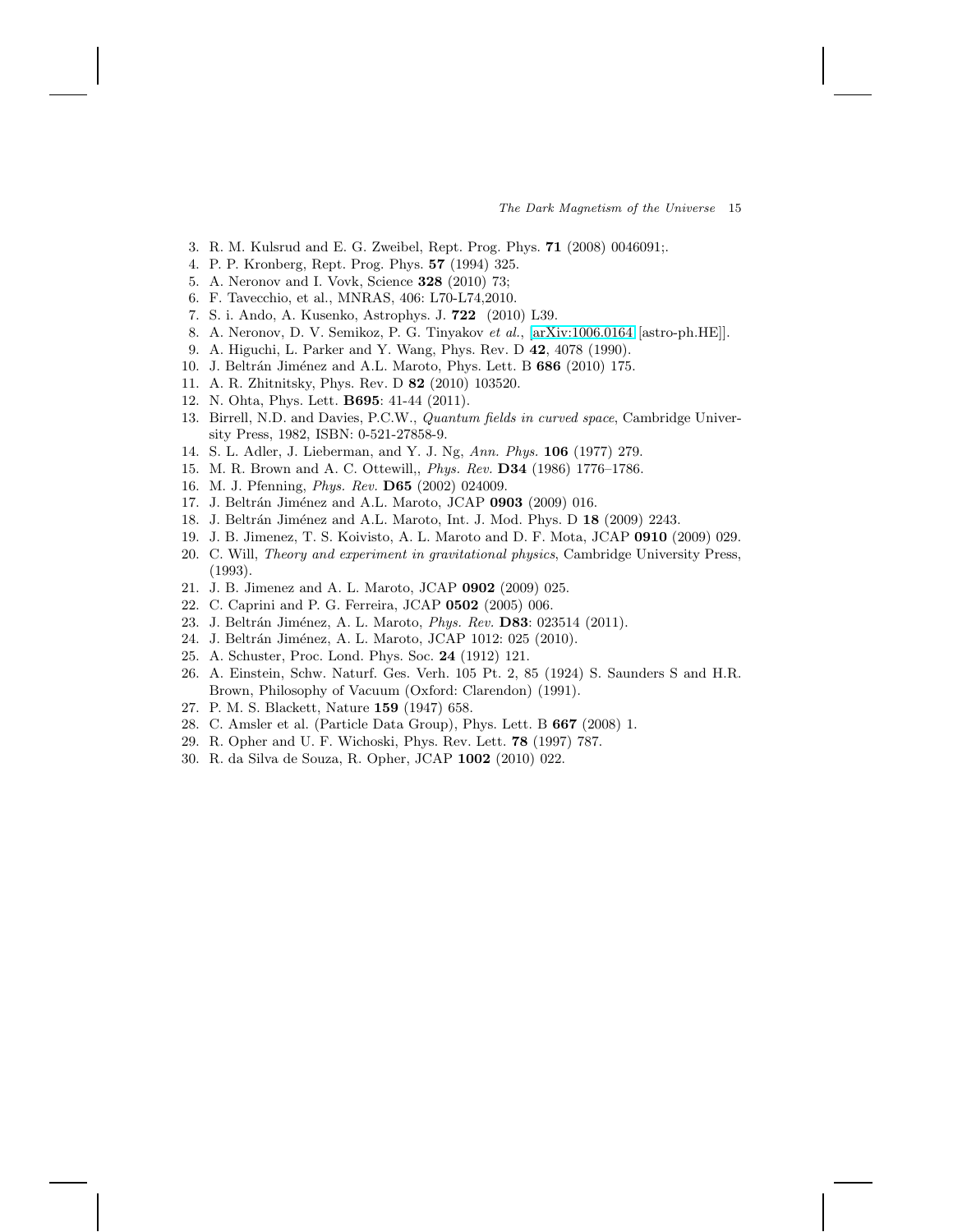3. R. M. Kulsrud and E. G. Zweibel, Rept. Prog. Phys. **71** (2008) 0046091;.
4. P. P. Kronberg, Rept. Prog. Phys. **57** (1994) 325.
5. A. Neronov and I. Vovk, Science **328** (2010) 73;
6. F. Tavecchio, et al., MNRAS, 406: L70-L74,2010.
7. S. i. Ando, A. Kusenko, Astrophys. J. **722** (2010) L39.
8. A. Neronov, D. V. Semikoz, P. G. Tinyakov *et al.*, [arXiv:1006.0164 [astro-ph.HE]].
9. A. Higuchi, L. Parker and Y. Wang, Phys. Rev. D **42**, 4078 (1990).
10. J. Beltrán Jiménez and A.L. Maroto, Phys. Lett. B **686** (2010) 175.
11. A. R. Zhitnitsky, Phys. Rev. D **82** (2010) 103520.
12. N. Ohta, Phys. Lett. **B695**: 41-44 (2011).
13. Birrell, N.D. and Davies, P.C.W., *Quantum fields in curved space*, Cambridge University Press, 1982, ISBN: 0-521-27858-9.
14. S. L. Adler, J. Lieberman, and Y. J. Ng, *Ann. Phys.* **106** (1977) 279.
15. M. R. Brown and A. C. Ottewill,, *Phys. Rev.* **D34** (1986) 1776–1786.
16. M. J. Pfenning, *Phys. Rev.* **D65** (2002) 024009.
17. J. Beltrán Jiménez and A.L. Maroto, JCAP **0903** (2009) 016.
18. J. Beltrán Jiménez and A.L. Maroto, Int. J. Mod. Phys. D **18** (2009) 2243.
19. J. B. Jimenez, T. S. Koivisto, A. L. Maroto and D. F. Mota, JCAP **0910** (2009) 029.
20. C. Will, *Theory and experiment in gravitational physics*, Cambridge University Press, (1993).
21. J. B. Jimenez and A. L. Maroto, JCAP **0902** (2009) 025.
22. C. Caprini and P. G. Ferreira, JCAP **0502** (2005) 006.
23. J. Beltrán Jiménez, A. L. Maroto, *Phys. Rev.* **D83**: 023514 (2011).
24. J. Beltrán Jiménez, A. L. Maroto, JCAP 1012: 025 (2010).
25. A. Schuster, Proc. Lond. Phys. Soc. **24** (1912) 121.
26. A. Einstein, Schw. Naturf. Ges. Verh. 105 Pt. 2, 85 (1924) S. Saunders S and H.R. Brown, Philosophy of Vacuum (Oxford: Clarendon) (1991).
27. P. M. S. Blackett, Nature **159** (1947) 658.
28. C. Amsler et al. (Particle Data Group), Phys. Lett. B **667** (2008) 1.
29. R. Opher and U. F. Wichoski, Phys. Rev. Lett. **78** (1997) 787.
30. R. da Silva de Souza, R. Opher, JCAP **1002** (2010) 022.